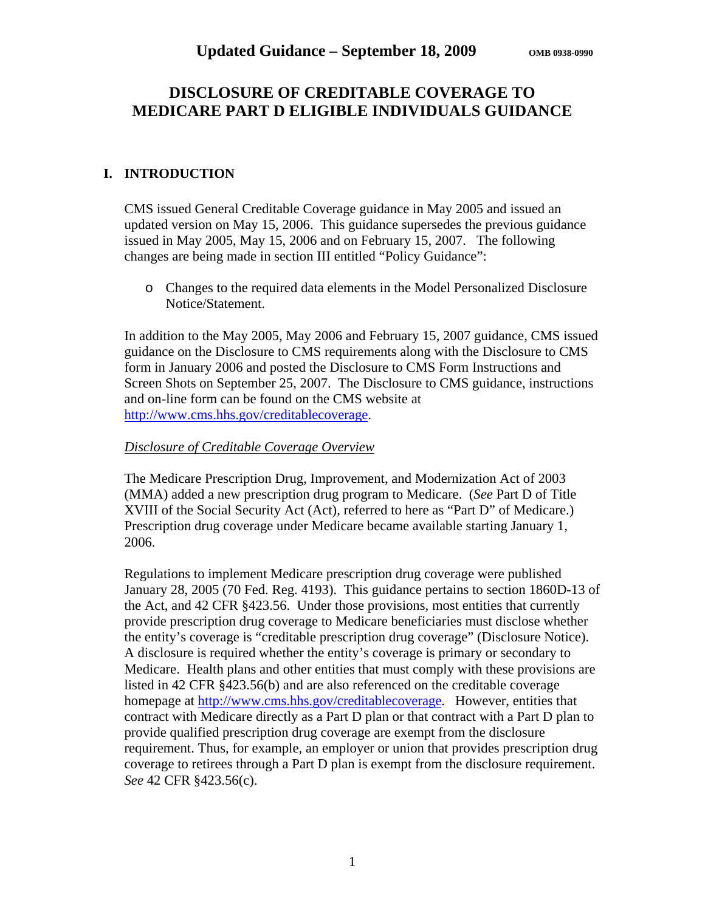**Updated Guidance – September 18, 2009** OMB 0938-0990

# DISCLOSURE OF CREDITABLE COVERAGE TO MEDICARE PART D ELIGIBLE INDIVIDUALS GUIDANCE

## I. INTRODUCTION

CMS issued General Creditable Coverage guidance in May 2005 and issued an updated version on May 15, 2006. This guidance supersedes the previous guidance issued in May 2005, May 15, 2006 and on February 15, 2007. The following changes are being made in section III entitled "Policy Guidance":

- Changes to the required data elements in the Model Personalized Disclosure Notice/Statement.

In addition to the May 2005, May 2006 and February 15, 2007 guidance, CMS issued guidance on the Disclosure to CMS requirements along with the Disclosure to CMS form in January 2006 and posted the Disclosure to CMS Form Instructions and Screen Shots on September 25, 2007. The Disclosure to CMS guidance, instructions and on-line form can be found on the CMS website at http://www.cms.hhs.gov/creditablecoverage.

*Disclosure of Creditable Coverage Overview*

The Medicare Prescription Drug, Improvement, and Modernization Act of 2003 (MMA) added a new prescription drug program to Medicare. (*See* Part D of Title XVIII of the Social Security Act (Act), referred to here as "Part D" of Medicare.) Prescription drug coverage under Medicare became available starting January 1, 2006.

Regulations to implement Medicare prescription drug coverage were published January 28, 2005 (70 Fed. Reg. 4193). This guidance pertains to section 1860D-13 of the Act, and 42 CFR §423.56. Under those provisions, most entities that currently provide prescription drug coverage to Medicare beneficiaries must disclose whether the entity's coverage is "creditable prescription drug coverage" (Disclosure Notice). A disclosure is required whether the entity's coverage is primary or secondary to Medicare. Health plans and other entities that must comply with these provisions are listed in 42 CFR §423.56(b) and are also referenced on the creditable coverage homepage at http://www.cms.hhs.gov/creditablecoverage. However, entities that contract with Medicare directly as a Part D plan or that contract with a Part D plan to provide qualified prescription drug coverage are exempt from the disclosure requirement. Thus, for example, an employer or union that provides prescription drug coverage to retirees through a Part D plan is exempt from the disclosure requirement. *See* 42 CFR §423.56(c).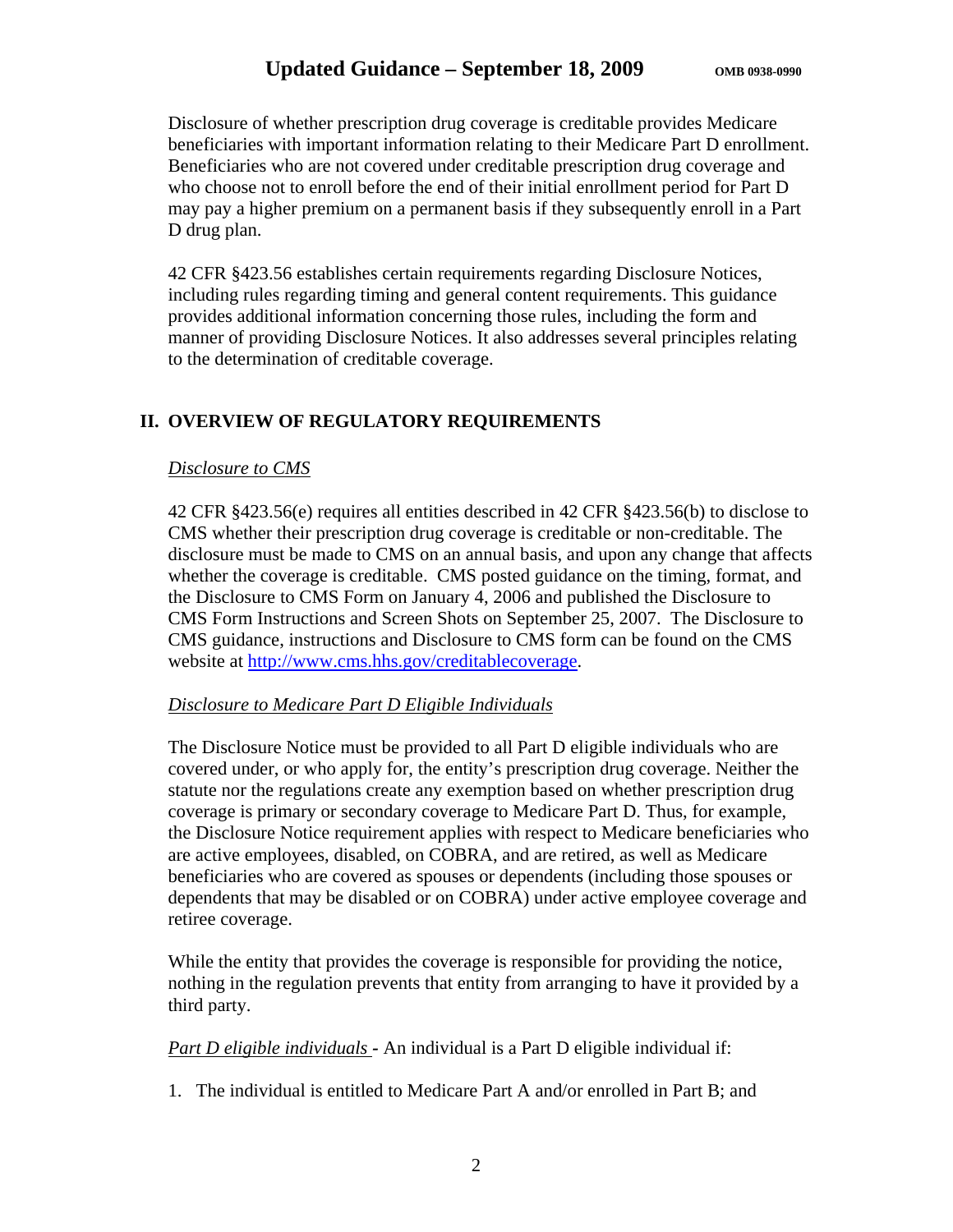Disclosure of whether prescription drug coverage is creditable provides Medicare beneficiaries with important information relating to their Medicare Part D enrollment. Beneficiaries who are not covered under creditable prescription drug coverage and who choose not to enroll before the end of their initial enrollment period for Part D may pay a higher premium on a permanent basis if they subsequently enroll in a Part D drug plan.

42 CFR §423.56 establishes certain requirements regarding Disclosure Notices, including rules regarding timing and general content requirements. This guidance provides additional information concerning those rules, including the form and manner of providing Disclosure Notices. It also addresses several principles relating to the determination of creditable coverage.

## II. OVERVIEW OF REGULATORY REQUIREMENTS

*Disclosure to CMS*

42 CFR §423.56(e) requires all entities described in 42 CFR §423.56(b) to disclose to CMS whether their prescription drug coverage is creditable or non-creditable. The disclosure must be made to CMS on an annual basis, and upon any change that affects whether the coverage is creditable. CMS posted guidance on the timing, format, and the Disclosure to CMS Form on January 4, 2006 and published the Disclosure to CMS Form Instructions and Screen Shots on September 25, 2007. The Disclosure to CMS guidance, instructions and Disclosure to CMS form can be found on the CMS website at http://www.cms.hhs.gov/creditablecoverage.

*Disclosure to Medicare Part D Eligible Individuals*

The Disclosure Notice must be provided to all Part D eligible individuals who are covered under, or who apply for, the entity's prescription drug coverage. Neither the statute nor the regulations create any exemption based on whether prescription drug coverage is primary or secondary coverage to Medicare Part D. Thus, for example, the Disclosure Notice requirement applies with respect to Medicare beneficiaries who are active employees, disabled, on COBRA, and are retired, as well as Medicare beneficiaries who are covered as spouses or dependents (including those spouses or dependents that may be disabled or on COBRA) under active employee coverage and retiree coverage.

While the entity that provides the coverage is responsible for providing the notice, nothing in the regulation prevents that entity from arranging to have it provided by a third party.

*Part D eligible individuals* - An individual is a Part D eligible individual if:

1. The individual is entitled to Medicare Part A and/or enrolled in Part B; and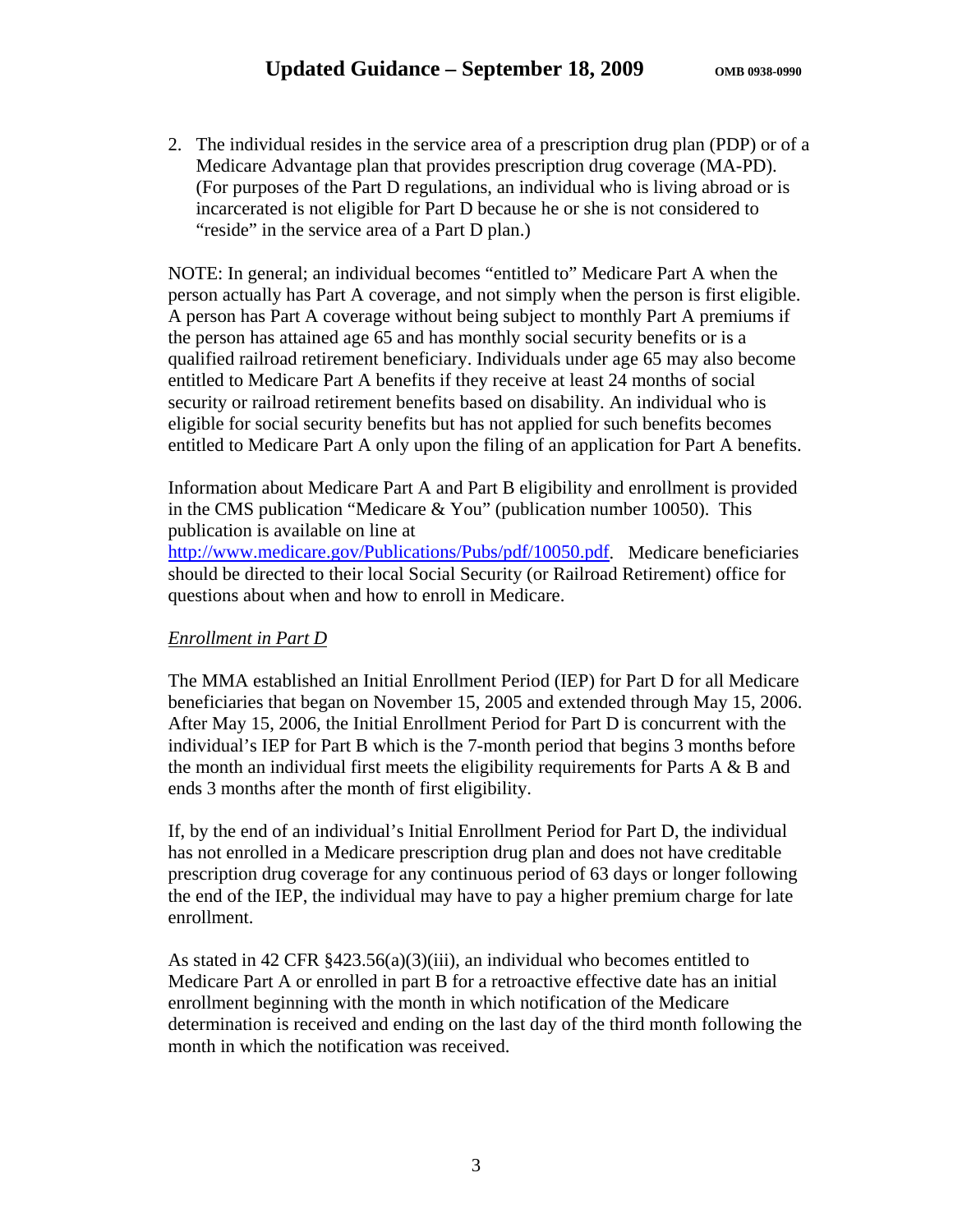2. The individual resides in the service area of a prescription drug plan (PDP) or of a Medicare Advantage plan that provides prescription drug coverage (MA-PD). (For purposes of the Part D regulations, an individual who is living abroad or is incarcerated is not eligible for Part D because he or she is not considered to "reside" in the service area of a Part D plan.)

NOTE: In general; an individual becomes "entitled to" Medicare Part A when the person actually has Part A coverage, and not simply when the person is first eligible. A person has Part A coverage without being subject to monthly Part A premiums if the person has attained age 65 and has monthly social security benefits or is a qualified railroad retirement beneficiary. Individuals under age 65 may also become entitled to Medicare Part A benefits if they receive at least 24 months of social security or railroad retirement benefits based on disability. An individual who is eligible for social security benefits but has not applied for such benefits becomes entitled to Medicare Part A only upon the filing of an application for Part A benefits.

Information about Medicare Part A and Part B eligibility and enrollment is provided in the CMS publication "Medicare & You" (publication number 10050). This publication is available on line at http://www.medicare.gov/Publications/Pubs/pdf/10050.pdf. Medicare beneficiaries should be directed to their local Social Security (or Railroad Retirement) office for questions about when and how to enroll in Medicare.

*Enrollment in Part D*

The MMA established an Initial Enrollment Period (IEP) for Part D for all Medicare beneficiaries that began on November 15, 2005 and extended through May 15, 2006. After May 15, 2006, the Initial Enrollment Period for Part D is concurrent with the individual's IEP for Part B which is the 7-month period that begins 3 months before the month an individual first meets the eligibility requirements for Parts A & B and ends 3 months after the month of first eligibility.

If, by the end of an individual's Initial Enrollment Period for Part D, the individual has not enrolled in a Medicare prescription drug plan and does not have creditable prescription drug coverage for any continuous period of 63 days or longer following the end of the IEP, the individual may have to pay a higher premium charge for late enrollment.

As stated in 42 CFR §423.56(a)(3)(iii), an individual who becomes entitled to Medicare Part A or enrolled in part B for a retroactive effective date has an initial enrollment beginning with the month in which notification of the Medicare determination is received and ending on the last day of the third month following the month in which the notification was received.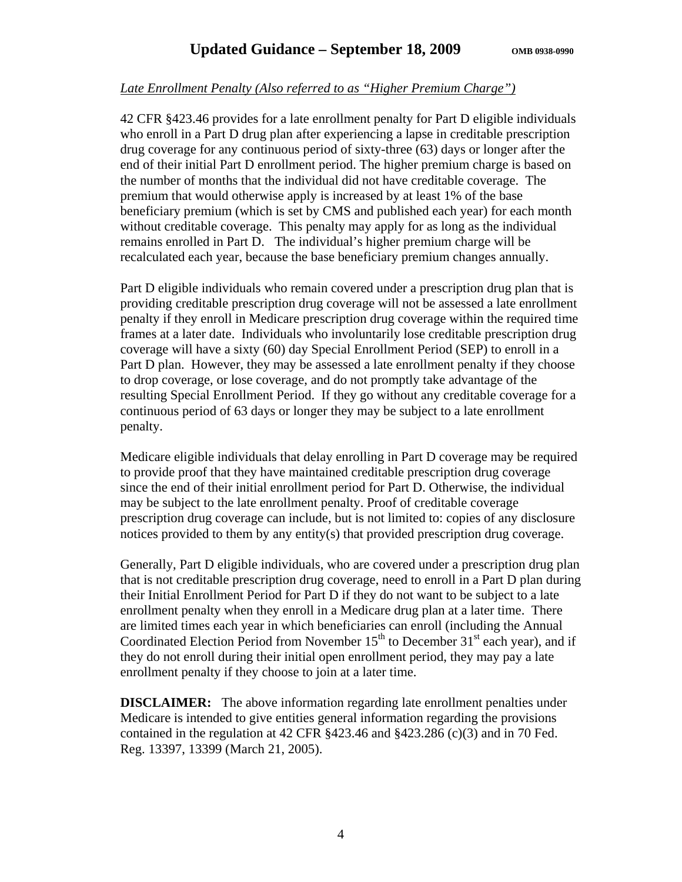*Late Enrollment Penalty (Also referred to as "Higher Premium Charge")*

42 CFR §423.46 provides for a late enrollment penalty for Part D eligible individuals who enroll in a Part D drug plan after experiencing a lapse in creditable prescription drug coverage for any continuous period of sixty-three (63) days or longer after the end of their initial Part D enrollment period. The higher premium charge is based on the number of months that the individual did not have creditable coverage. The premium that would otherwise apply is increased by at least 1% of the base beneficiary premium (which is set by CMS and published each year) for each month without creditable coverage. This penalty may apply for as long as the individual remains enrolled in Part D. The individual's higher premium charge will be recalculated each year, because the base beneficiary premium changes annually.

Part D eligible individuals who remain covered under a prescription drug plan that is providing creditable prescription drug coverage will not be assessed a late enrollment penalty if they enroll in Medicare prescription drug coverage within the required time frames at a later date. Individuals who involuntarily lose creditable prescription drug coverage will have a sixty (60) day Special Enrollment Period (SEP) to enroll in a Part D plan. However, they may be assessed a late enrollment penalty if they choose to drop coverage, or lose coverage, and do not promptly take advantage of the resulting Special Enrollment Period. If they go without any creditable coverage for a continuous period of 63 days or longer they may be subject to a late enrollment penalty.

Medicare eligible individuals that delay enrolling in Part D coverage may be required to provide proof that they have maintained creditable prescription drug coverage since the end of their initial enrollment period for Part D. Otherwise, the individual may be subject to the late enrollment penalty. Proof of creditable coverage prescription drug coverage can include, but is not limited to: copies of any disclosure notices provided to them by any entity(s) that provided prescription drug coverage.

Generally, Part D eligible individuals, who are covered under a prescription drug plan that is not creditable prescription drug coverage, need to enroll in a Part D plan during their Initial Enrollment Period for Part D if they do not want to be subject to a late enrollment penalty when they enroll in a Medicare drug plan at a later time. There are limited times each year in which beneficiaries can enroll (including the Annual Coordinated Election Period from November 15th to December 31st each year), and if they do not enroll during their initial open enrollment period, they may pay a late enrollment penalty if they choose to join at a later time.

**DISCLAIMER:** The above information regarding late enrollment penalties under Medicare is intended to give entities general information regarding the provisions contained in the regulation at 42 CFR §423.46 and §423.286 (c)(3) and in 70 Fed. Reg. 13397, 13399 (March 21, 2005).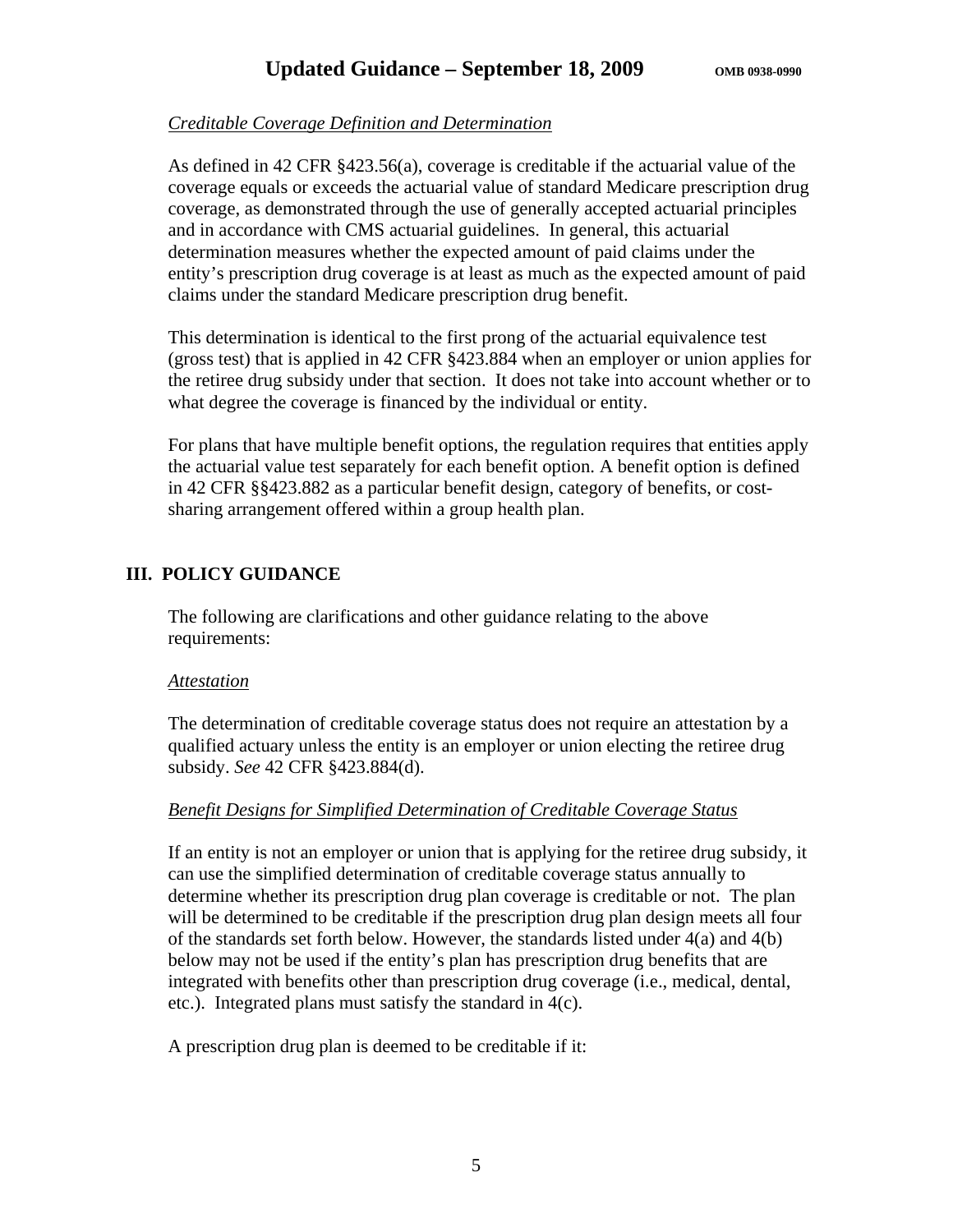*Creditable Coverage Definition and Determination*

As defined in 42 CFR §423.56(a), coverage is creditable if the actuarial value of the coverage equals or exceeds the actuarial value of standard Medicare prescription drug coverage, as demonstrated through the use of generally accepted actuarial principles and in accordance with CMS actuarial guidelines. In general, this actuarial determination measures whether the expected amount of paid claims under the entity's prescription drug coverage is at least as much as the expected amount of paid claims under the standard Medicare prescription drug benefit.

This determination is identical to the first prong of the actuarial equivalence test (gross test) that is applied in 42 CFR §423.884 when an employer or union applies for the retiree drug subsidy under that section. It does not take into account whether or to what degree the coverage is financed by the individual or entity.

For plans that have multiple benefit options, the regulation requires that entities apply the actuarial value test separately for each benefit option. A benefit option is defined in 42 CFR §§423.882 as a particular benefit design, category of benefits, or cost-sharing arrangement offered within a group health plan.

## III. POLICY GUIDANCE

The following are clarifications and other guidance relating to the above requirements:

*Attestation*

The determination of creditable coverage status does not require an attestation by a qualified actuary unless the entity is an employer or union electing the retiree drug subsidy. *See* 42 CFR §423.884(d).

*Benefit Designs for Simplified Determination of Creditable Coverage Status*

If an entity is not an employer or union that is applying for the retiree drug subsidy, it can use the simplified determination of creditable coverage status annually to determine whether its prescription drug plan coverage is creditable or not. The plan will be determined to be creditable if the prescription drug plan design meets all four of the standards set forth below. However, the standards listed under 4(a) and 4(b) below may not be used if the entity's plan has prescription drug benefits that are integrated with benefits other than prescription drug coverage (i.e., medical, dental, etc.). Integrated plans must satisfy the standard in 4(c).

A prescription drug plan is deemed to be creditable if it: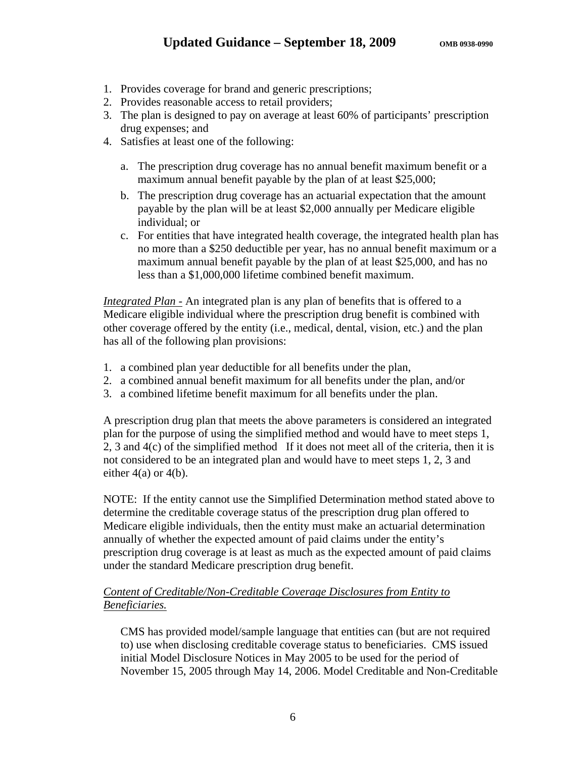1. Provides coverage for brand and generic prescriptions;
2. Provides reasonable access to retail providers;
3. The plan is designed to pay on average at least 60% of participants' prescription drug expenses; and
4. Satisfies at least one of the following:

   a. The prescription drug coverage has no annual benefit maximum benefit or a maximum annual benefit payable by the plan of at least $25,000;

   b. The prescription drug coverage has an actuarial expectation that the amount payable by the plan will be at least $2,000 annually per Medicare eligible individual; or

   c. For entities that have integrated health coverage, the integrated health plan has no more than a $250 deductible per year, has no annual benefit maximum or a maximum annual benefit payable by the plan of at least $25,000, and has no less than a $1,000,000 lifetime combined benefit maximum.

*Integrated Plan -* An integrated plan is any plan of benefits that is offered to a Medicare eligible individual where the prescription drug benefit is combined with other coverage offered by the entity (i.e., medical, dental, vision, etc.) and the plan has all of the following plan provisions:

1. a combined plan year deductible for all benefits under the plan,
2. a combined annual benefit maximum for all benefits under the plan, and/or
3. a combined lifetime benefit maximum for all benefits under the plan.

A prescription drug plan that meets the above parameters is considered an integrated plan for the purpose of using the simplified method and would have to meet steps 1, 2, 3 and 4(c) of the simplified method If it does not meet all of the criteria, then it is not considered to be an integrated plan and would have to meet steps 1, 2, 3 and either 4(a) or 4(b).

NOTE: If the entity cannot use the Simplified Determination method stated above to determine the creditable coverage status of the prescription drug plan offered to Medicare eligible individuals, then the entity must make an actuarial determination annually of whether the expected amount of paid claims under the entity's prescription drug coverage is at least as much as the expected amount of paid claims under the standard Medicare prescription drug benefit.

*Content of Creditable/Non-Creditable Coverage Disclosures from Entity to Beneficiaries.*

CMS has provided model/sample language that entities can (but are not required to) use when disclosing creditable coverage status to beneficiaries. CMS issued initial Model Disclosure Notices in May 2005 to be used for the period of November 15, 2005 through May 14, 2006. Model Creditable and Non-Creditable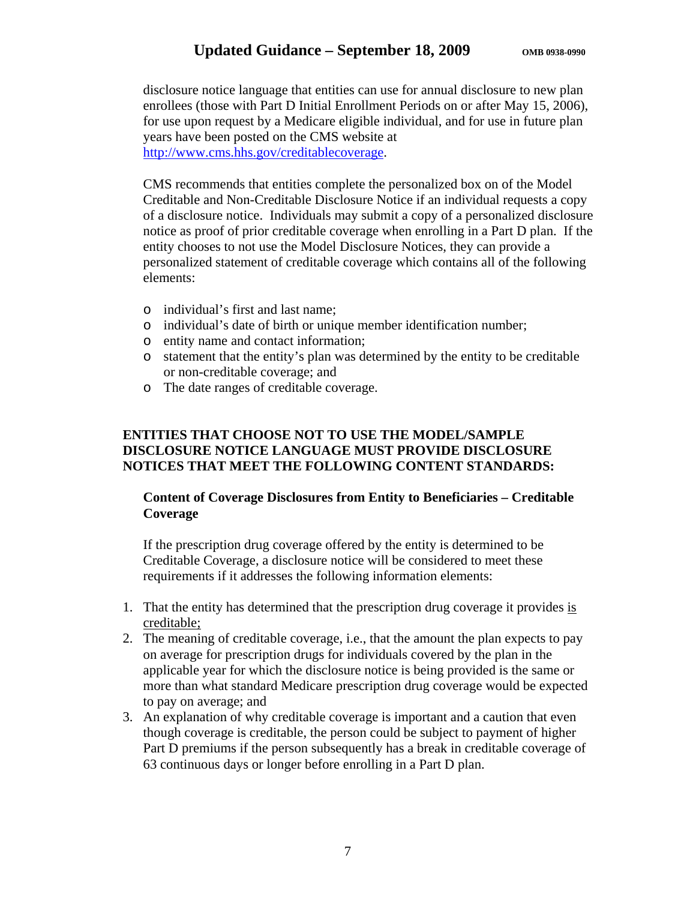disclosure notice language that entities can use for annual disclosure to new plan enrollees (those with Part D Initial Enrollment Periods on or after May 15, 2006), for use upon request by a Medicare eligible individual, and for use in future plan years have been posted on the CMS website at http://www.cms.hhs.gov/creditablecoverage.

CMS recommends that entities complete the personalized box on of the Model Creditable and Non-Creditable Disclosure Notice if an individual requests a copy of a disclosure notice. Individuals may submit a copy of a personalized disclosure notice as proof of prior creditable coverage when enrolling in a Part D plan. If the entity chooses to not use the Model Disclosure Notices, they can provide a personalized statement of creditable coverage which contains all of the following elements:

- individual's first and last name;
- individual's date of birth or unique member identification number;
- entity name and contact information;
- statement that the entity's plan was determined by the entity to be creditable or non-creditable coverage; and
- The date ranges of creditable coverage.

**ENTITIES THAT CHOOSE NOT TO USE THE MODEL/SAMPLE DISCLOSURE NOTICE LANGUAGE MUST PROVIDE DISCLOSURE NOTICES THAT MEET THE FOLLOWING CONTENT STANDARDS:**

**Content of Coverage Disclosures from Entity to Beneficiaries – Creditable Coverage**

If the prescription drug coverage offered by the entity is determined to be Creditable Coverage, a disclosure notice will be considered to meet these requirements if it addresses the following information elements:

1. That the entity has determined that the prescription drug coverage it provides is creditable;
2. The meaning of creditable coverage, i.e., that the amount the plan expects to pay on average for prescription drugs for individuals covered by the plan in the applicable year for which the disclosure notice is being provided is the same or more than what standard Medicare prescription drug coverage would be expected to pay on average; and
3. An explanation of why creditable coverage is important and a caution that even though coverage is creditable, the person could be subject to payment of higher Part D premiums if the person subsequently has a break in creditable coverage of 63 continuous days or longer before enrolling in a Part D plan.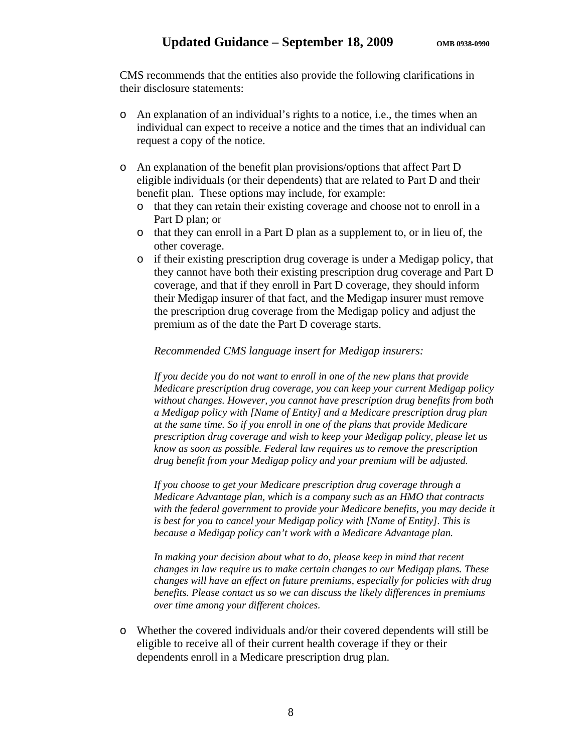CMS recommends that the entities also provide the following clarifications in their disclosure statements:

- An explanation of an individual's rights to a notice, i.e., the times when an individual can expect to receive a notice and the times that an individual can request a copy of the notice.

- An explanation of the benefit plan provisions/options that affect Part D eligible individuals (or their dependents) that are related to Part D and their benefit plan. These options may include, for example:
  - that they can retain their existing coverage and choose not to enroll in a Part D plan; or
  - that they can enroll in a Part D plan as a supplement to, or in lieu of, the other coverage.
  - if their existing prescription drug coverage is under a Medigap policy, that they cannot have both their existing prescription drug coverage and Part D coverage, and that if they enroll in Part D coverage, they should inform their Medigap insurer of that fact, and the Medigap insurer must remove the prescription drug coverage from the Medigap policy and adjust the premium as of the date the Part D coverage starts.

  *Recommended CMS language insert for Medigap insurers:*

  *If you decide you do not want to enroll in one of the new plans that provide Medicare prescription drug coverage, you can keep your current Medigap policy without changes. However, you cannot have prescription drug benefits from both a Medigap policy with [Name of Entity] and a Medicare prescription drug plan at the same time. So if you enroll in one of the plans that provide Medicare prescription drug coverage and wish to keep your Medigap policy, please let us know as soon as possible. Federal law requires us to remove the prescription drug benefit from your Medigap policy and your premium will be adjusted.*

  *If you choose to get your Medicare prescription drug coverage through a Medicare Advantage plan, which is a company such as an HMO that contracts with the federal government to provide your Medicare benefits, you may decide it is best for you to cancel your Medigap policy with [Name of Entity]. This is because a Medigap policy can't work with a Medicare Advantage plan.*

  *In making your decision about what to do, please keep in mind that recent changes in law require us to make certain changes to our Medigap plans. These changes will have an effect on future premiums, especially for policies with drug benefits. Please contact us so we can discuss the likely differences in premiums over time among your different choices.*

- Whether the covered individuals and/or their covered dependents will still be eligible to receive all of their current health coverage if they or their dependents enroll in a Medicare prescription drug plan.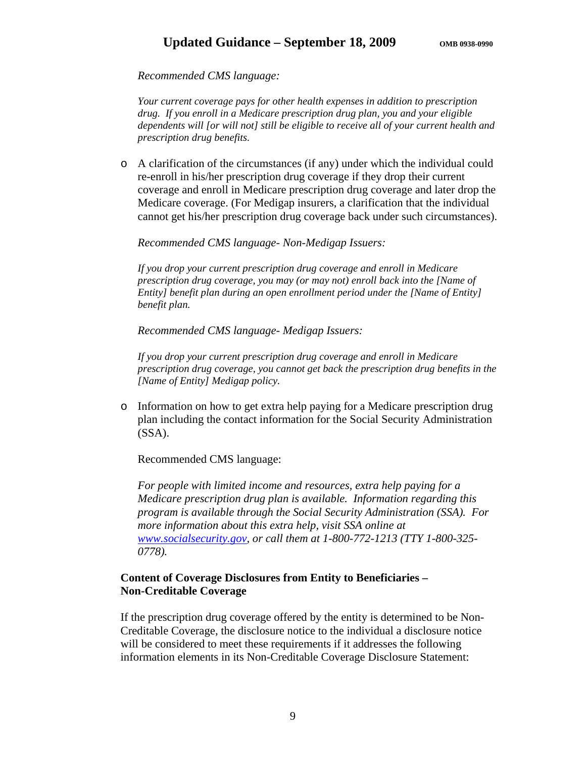*Recommended CMS language:*

*Your current coverage pays for other health expenses in addition to prescription drug. If you enroll in a Medicare prescription drug plan, you and your eligible dependents will [or will not] still be eligible to receive all of your current health and prescription drug benefits.*

- A clarification of the circumstances (if any) under which the individual could re-enroll in his/her prescription drug coverage if they drop their current coverage and enroll in Medicare prescription drug coverage and later drop the Medicare coverage. (For Medigap insurers, a clarification that the individual cannot get his/her prescription drug coverage back under such circumstances).

  *Recommended CMS language- Non-Medigap Issuers:*

  *If you drop your current prescription drug coverage and enroll in Medicare prescription drug coverage, you may (or may not) enroll back into the [Name of Entity] benefit plan during an open enrollment period under the [Name of Entity] benefit plan.*

  *Recommended CMS language- Medigap Issuers:*

  *If you drop your current prescription drug coverage and enroll in Medicare prescription drug coverage, you cannot get back the prescription drug benefits in the [Name of Entity] Medigap policy.*

- Information on how to get extra help paying for a Medicare prescription drug plan including the contact information for the Social Security Administration (SSA).

  Recommended CMS language:

  *For people with limited income and resources, extra help paying for a Medicare prescription drug plan is available. Information regarding this program is available through the Social Security Administration (SSA). For more information about this extra help, visit SSA online at [www.socialsecurity.gov](http://www.socialsecurity.gov), or call them at 1-800-772-1213 (TTY 1-800-325-0778).*

**Content of Coverage Disclosures from Entity to Beneficiaries – Non-Creditable Coverage**

If the prescription drug coverage offered by the entity is determined to be Non-Creditable Coverage, the disclosure notice to the individual a disclosure notice will be considered to meet these requirements if it addresses the following information elements in its Non-Creditable Coverage Disclosure Statement: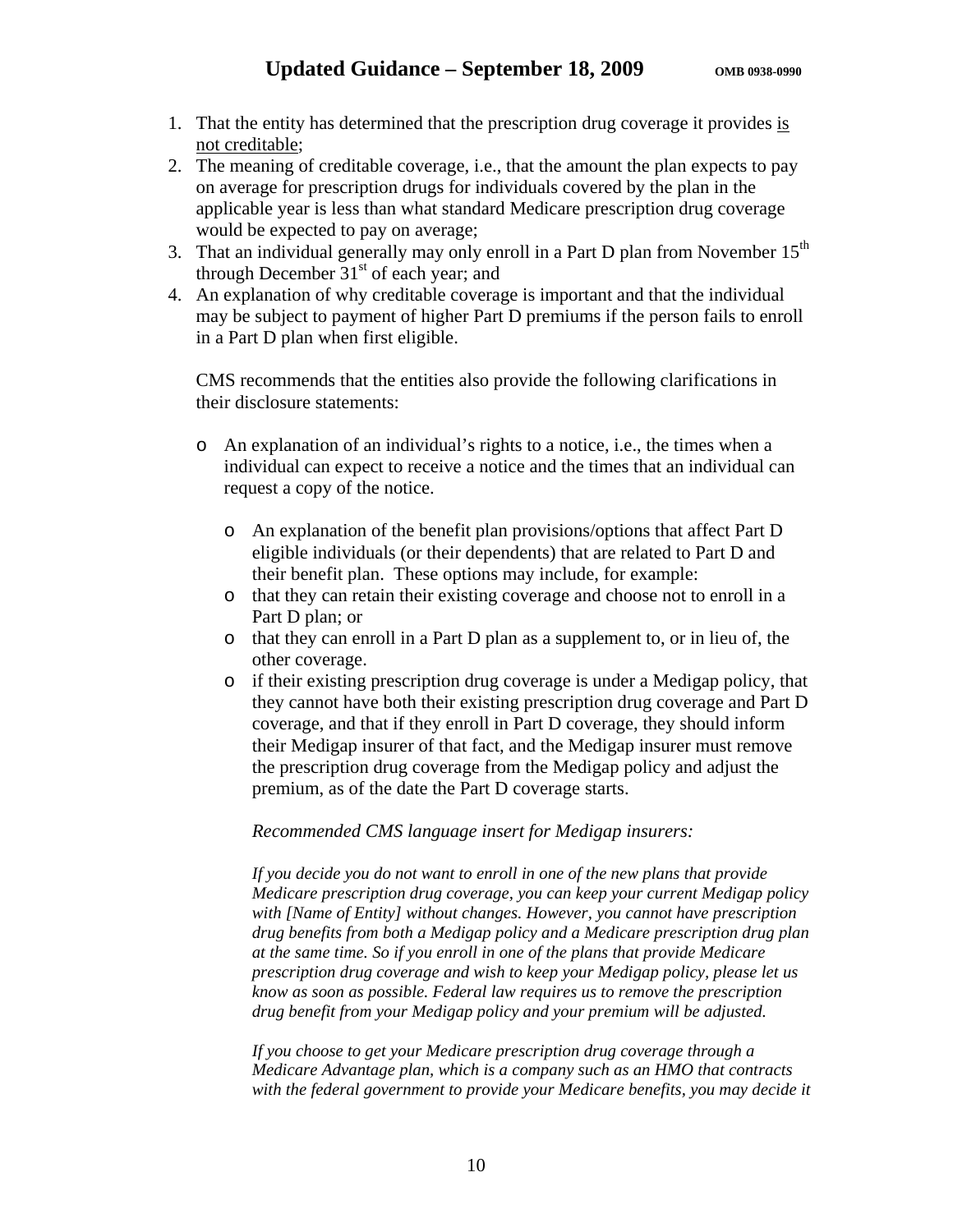1. That the entity has determined that the prescription drug coverage it provides is not creditable;
2. The meaning of creditable coverage, i.e., that the amount the plan expects to pay on average for prescription drugs for individuals covered by the plan in the applicable year is less than what standard Medicare prescription drug coverage would be expected to pay on average;
3. That an individual generally may only enroll in a Part D plan from November 15th through December 31st of each year; and
4. An explanation of why creditable coverage is important and that the individual may be subject to payment of higher Part D premiums if the person fails to enroll in a Part D plan when first eligible.

CMS recommends that the entities also provide the following clarifications in their disclosure statements:

- An explanation of an individual's rights to a notice, i.e., the times when a individual can expect to receive a notice and the times that an individual can request a copy of the notice.
  - An explanation of the benefit plan provisions/options that affect Part D eligible individuals (or their dependents) that are related to Part D and their benefit plan. These options may include, for example:
  - that they can retain their existing coverage and choose not to enroll in a Part D plan; or
  - that they can enroll in a Part D plan as a supplement to, or in lieu of, the other coverage.
  - if their existing prescription drug coverage is under a Medigap policy, that they cannot have both their existing prescription drug coverage and Part D coverage, and that if they enroll in Part D coverage, they should inform their Medigap insurer of that fact, and the Medigap insurer must remove the prescription drug coverage from the Medigap policy and adjust the premium, as of the date the Part D coverage starts.

*Recommended CMS language insert for Medigap insurers:*

*If you decide you do not want to enroll in one of the new plans that provide Medicare prescription drug coverage, you can keep your current Medigap policy with [Name of Entity] without changes. However, you cannot have prescription drug benefits from both a Medigap policy and a Medicare prescription drug plan at the same time. So if you enroll in one of the plans that provide Medicare prescription drug coverage and wish to keep your Medigap policy, please let us know as soon as possible. Federal law requires us to remove the prescription drug benefit from your Medigap policy and your premium will be adjusted.*

*If you choose to get your Medicare prescription drug coverage through a Medicare Advantage plan, which is a company such as an HMO that contracts with the federal government to provide your Medicare benefits, you may decide it*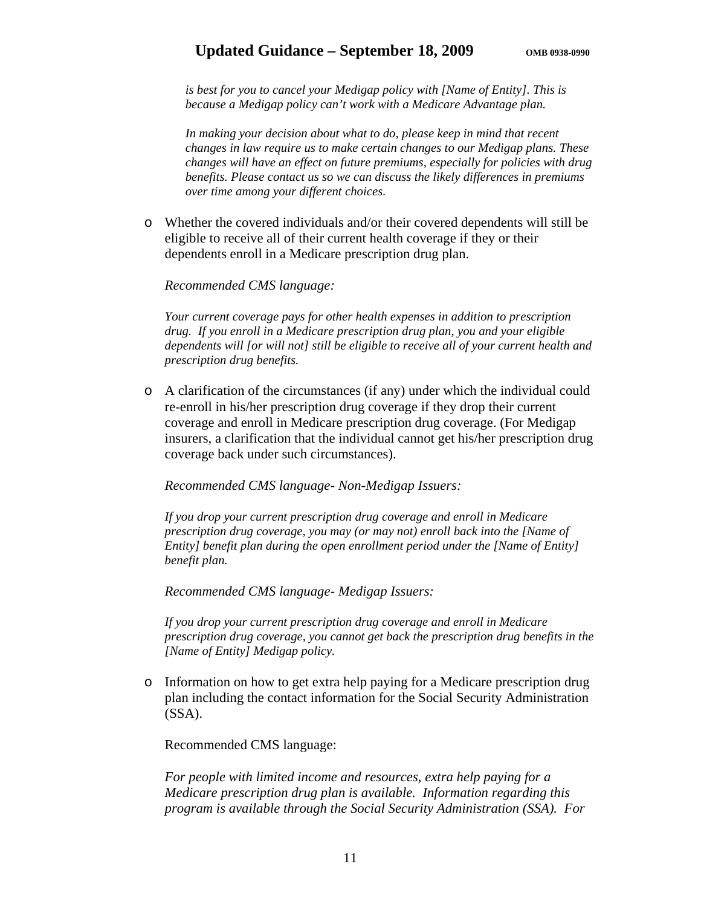*is best for you to cancel your Medigap policy with [Name of Entity]. This is because a Medigap policy can't work with a Medicare Advantage plan.*

*In making your decision about what to do, please keep in mind that recent changes in law require us to make certain changes to our Medigap plans. These changes will have an effect on future premiums, especially for policies with drug benefits. Please contact us so we can discuss the likely differences in premiums over time among your different choices.*

- Whether the covered individuals and/or their covered dependents will still be eligible to receive all of their current health coverage if they or their dependents enroll in a Medicare prescription drug plan.

  *Recommended CMS language:*

  *Your current coverage pays for other health expenses in addition to prescription drug. If you enroll in a Medicare prescription drug plan, you and your eligible dependents will [or will not] still be eligible to receive all of your current health and prescription drug benefits.*

- A clarification of the circumstances (if any) under which the individual could re-enroll in his/her prescription drug coverage if they drop their current coverage and enroll in Medicare prescription drug coverage. (For Medigap insurers, a clarification that the individual cannot get his/her prescription drug coverage back under such circumstances).

  *Recommended CMS language- Non-Medigap Issuers:*

  *If you drop your current prescription drug coverage and enroll in Medicare prescription drug coverage, you may (or may not) enroll back into the [Name of Entity] benefit plan during the open enrollment period under the [Name of Entity] benefit plan.*

  *Recommended CMS language- Medigap Issuers:*

  *If you drop your current prescription drug coverage and enroll in Medicare prescription drug coverage, you cannot get back the prescription drug benefits in the [Name of Entity] Medigap policy.*

- Information on how to get extra help paying for a Medicare prescription drug plan including the contact information for the Social Security Administration (SSA).

  Recommended CMS language:

  *For people with limited income and resources, extra help paying for a Medicare prescription drug plan is available. Information regarding this program is available through the Social Security Administration (SSA). For*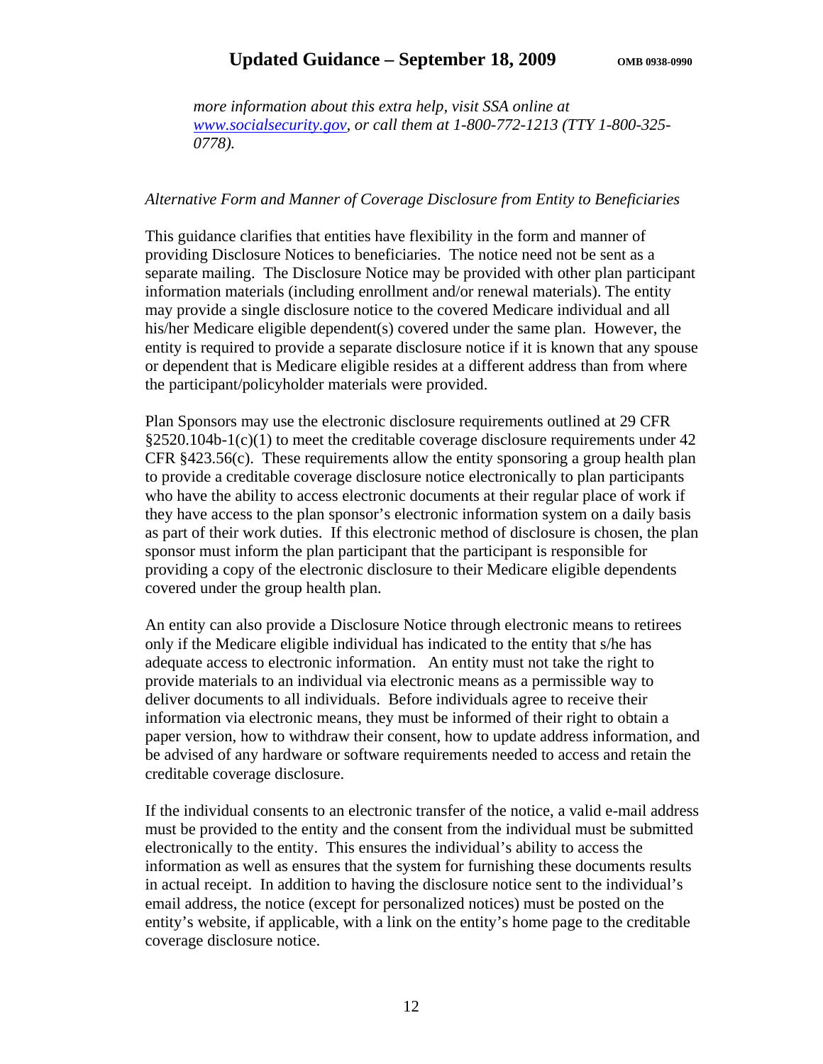*more information about this extra help, visit SSA online at [www.socialsecurity.gov](http://www.socialsecurity.gov), or call them at 1-800-772-1213 (TTY 1-800-325-0778).*

*Alternative Form and Manner of Coverage Disclosure from Entity to Beneficiaries*

This guidance clarifies that entities have flexibility in the form and manner of providing Disclosure Notices to beneficiaries. The notice need not be sent as a separate mailing. The Disclosure Notice may be provided with other plan participant information materials (including enrollment and/or renewal materials). The entity may provide a single disclosure notice to the covered Medicare individual and all his/her Medicare eligible dependent(s) covered under the same plan. However, the entity is required to provide a separate disclosure notice if it is known that any spouse or dependent that is Medicare eligible resides at a different address than from where the participant/policyholder materials were provided.

Plan Sponsors may use the electronic disclosure requirements outlined at 29 CFR §2520.104b-1(c)(1) to meet the creditable coverage disclosure requirements under 42 CFR §423.56(c). These requirements allow the entity sponsoring a group health plan to provide a creditable coverage disclosure notice electronically to plan participants who have the ability to access electronic documents at their regular place of work if they have access to the plan sponsor's electronic information system on a daily basis as part of their work duties. If this electronic method of disclosure is chosen, the plan sponsor must inform the plan participant that the participant is responsible for providing a copy of the electronic disclosure to their Medicare eligible dependents covered under the group health plan.

An entity can also provide a Disclosure Notice through electronic means to retirees only if the Medicare eligible individual has indicated to the entity that s/he has adequate access to electronic information. An entity must not take the right to provide materials to an individual via electronic means as a permissible way to deliver documents to all individuals. Before individuals agree to receive their information via electronic means, they must be informed of their right to obtain a paper version, how to withdraw their consent, how to update address information, and be advised of any hardware or software requirements needed to access and retain the creditable coverage disclosure.

If the individual consents to an electronic transfer of the notice, a valid e-mail address must be provided to the entity and the consent from the individual must be submitted electronically to the entity. This ensures the individual's ability to access the information as well as ensures that the system for furnishing these documents results in actual receipt. In addition to having the disclosure notice sent to the individual's email address, the notice (except for personalized notices) must be posted on the entity's website, if applicable, with a link on the entity's home page to the creditable coverage disclosure notice.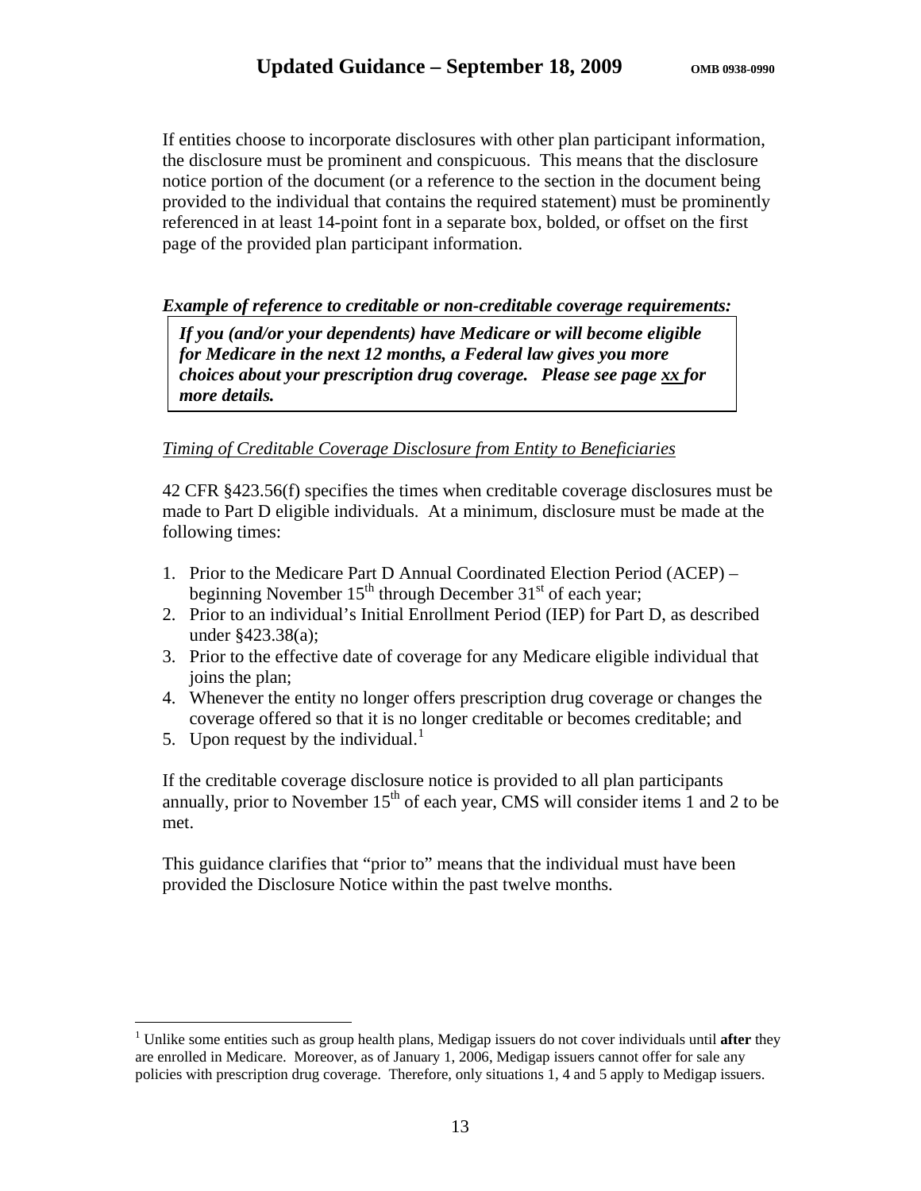If entities choose to incorporate disclosures with other plan participant information, the disclosure must be prominent and conspicuous. This means that the disclosure notice portion of the document (or a reference to the section in the document being provided to the individual that contains the required statement) must be prominently referenced in at least 14-point font in a separate box, bolded, or offset on the first page of the provided plan participant information.

***Example of reference to creditable or non-creditable coverage requirements:***

> ***If you (and/or your dependents) have Medicare or will become eligible for Medicare in the next 12 months, a Federal law gives you more choices about your prescription drug coverage. Please see page <u>xx</u> for more details.***

<u>*Timing of Creditable Coverage Disclosure from Entity to Beneficiaries*</u>

42 CFR §423.56(f) specifies the times when creditable coverage disclosures must be made to Part D eligible individuals. At a minimum, disclosure must be made at the following times:

1. Prior to the Medicare Part D Annual Coordinated Election Period (ACEP) – beginning November 15th through December 31st of each year;
2. Prior to an individual's Initial Enrollment Period (IEP) for Part D, as described under §423.38(a);
3. Prior to the effective date of coverage for any Medicare eligible individual that joins the plan;
4. Whenever the entity no longer offers prescription drug coverage or changes the coverage offered so that it is no longer creditable or becomes creditable; and
5. Upon request by the individual.[1]

If the creditable coverage disclosure notice is provided to all plan participants annually, prior to November 15th of each year, CMS will consider items 1 and 2 to be met.

This guidance clarifies that "prior to" means that the individual must have been provided the Disclosure Notice within the past twelve months.

---

[1] Unlike some entities such as group health plans, Medigap issuers do not cover individuals until **after** they are enrolled in Medicare. Moreover, as of January 1, 2006, Medigap issuers cannot offer for sale any policies with prescription drug coverage. Therefore, only situations 1, 4 and 5 apply to Medigap issuers.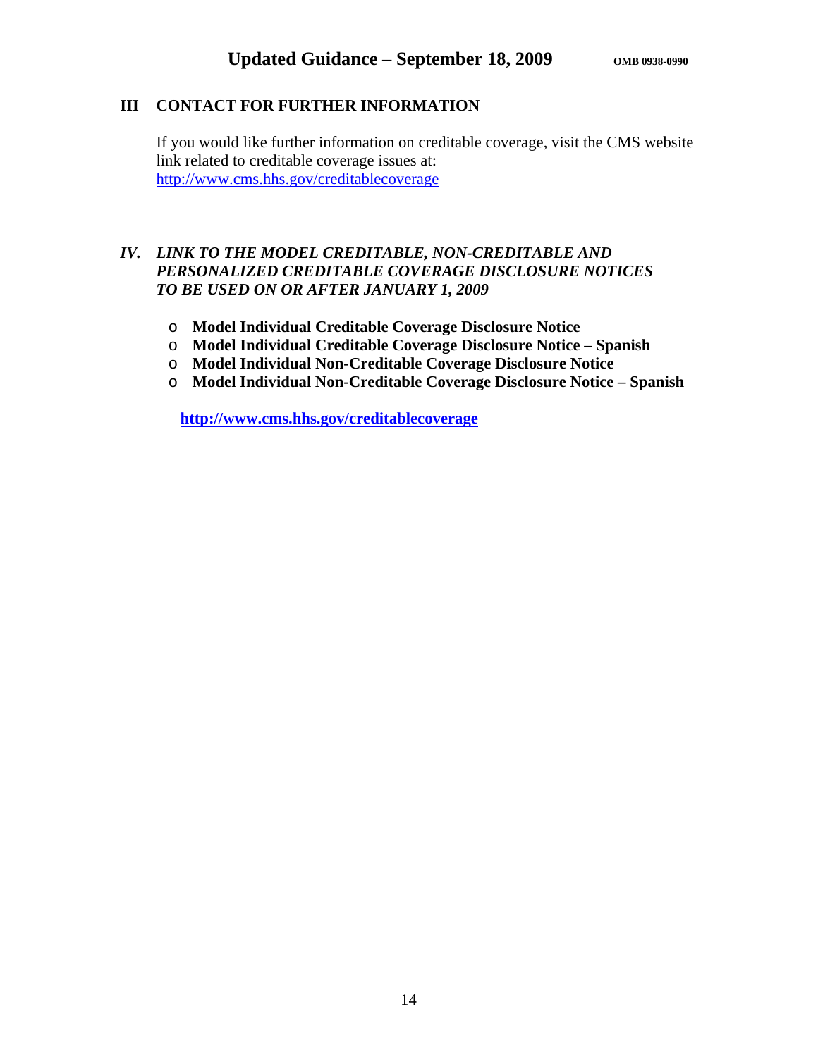## III CONTACT FOR FURTHER INFORMATION

If you would like further information on creditable coverage, visit the CMS website link related to creditable coverage issues at: http://www.cms.hhs.gov/creditablecoverage

## *IV. LINK TO THE MODEL CREDITABLE, NON-CREDITABLE AND PERSONALIZED CREDITABLE COVERAGE DISCLOSURE NOTICES TO BE USED ON OR AFTER JANUARY 1, 2009*

- **Model Individual Creditable Coverage Disclosure Notice**
- **Model Individual Creditable Coverage Disclosure Notice – Spanish**
- **Model Individual Non-Creditable Coverage Disclosure Notice**
- **Model Individual Non-Creditable Coverage Disclosure Notice – Spanish**

**http://www.cms.hhs.gov/creditablecoverage**